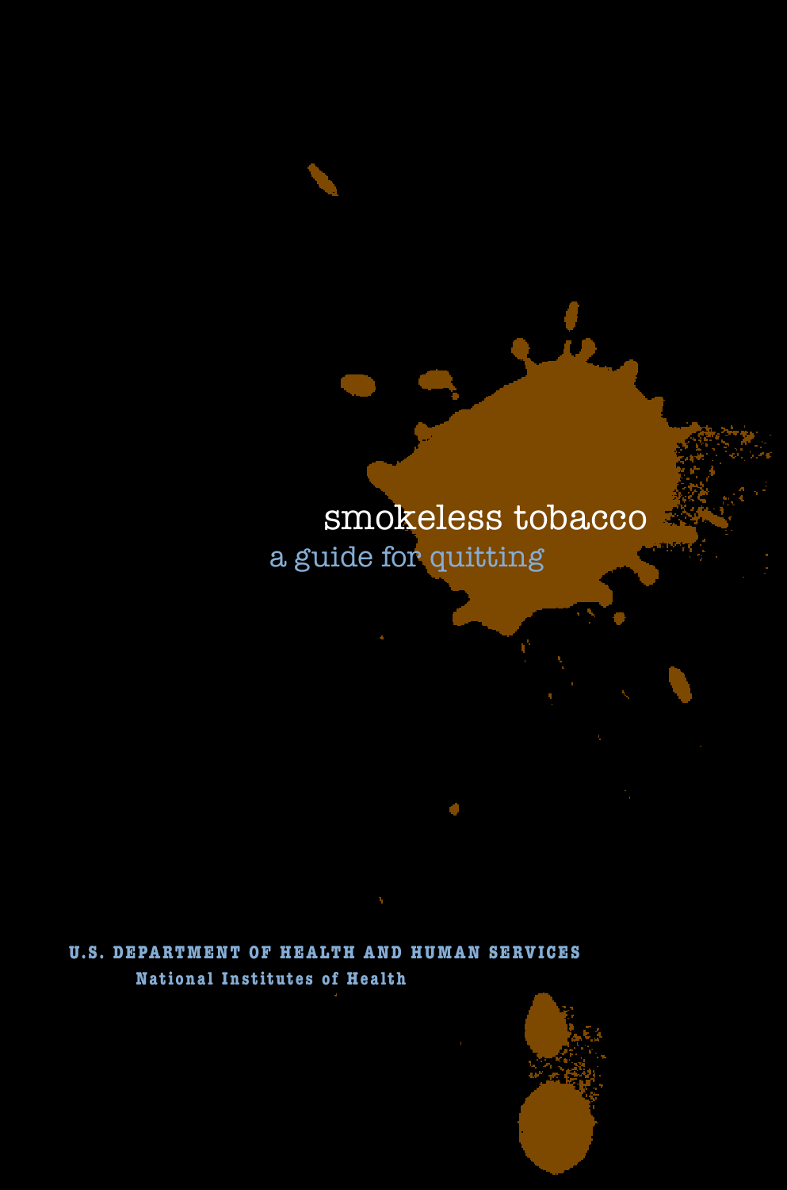# smokeless tobacco

## a guide for quitting

U.S. DEPARTMENT OF HEALTH AND HUMAN SERVICES

National Institutes of Health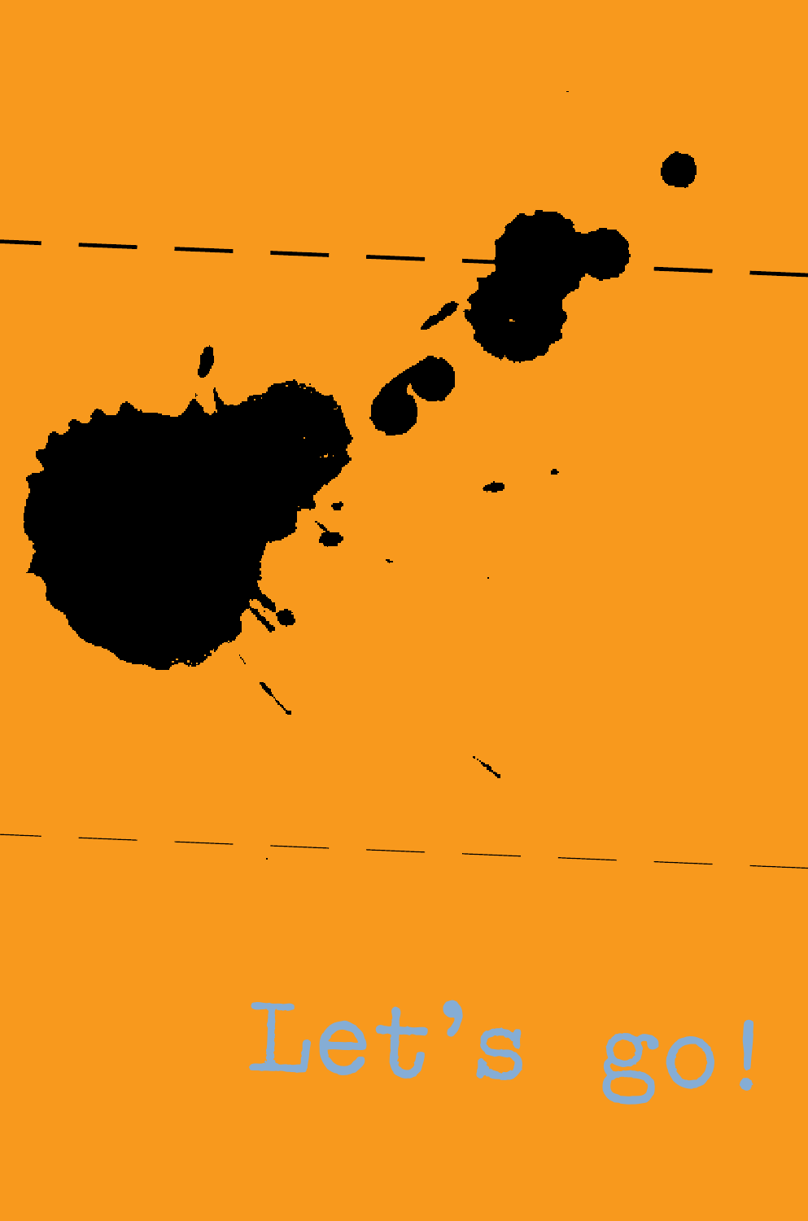Let’s go!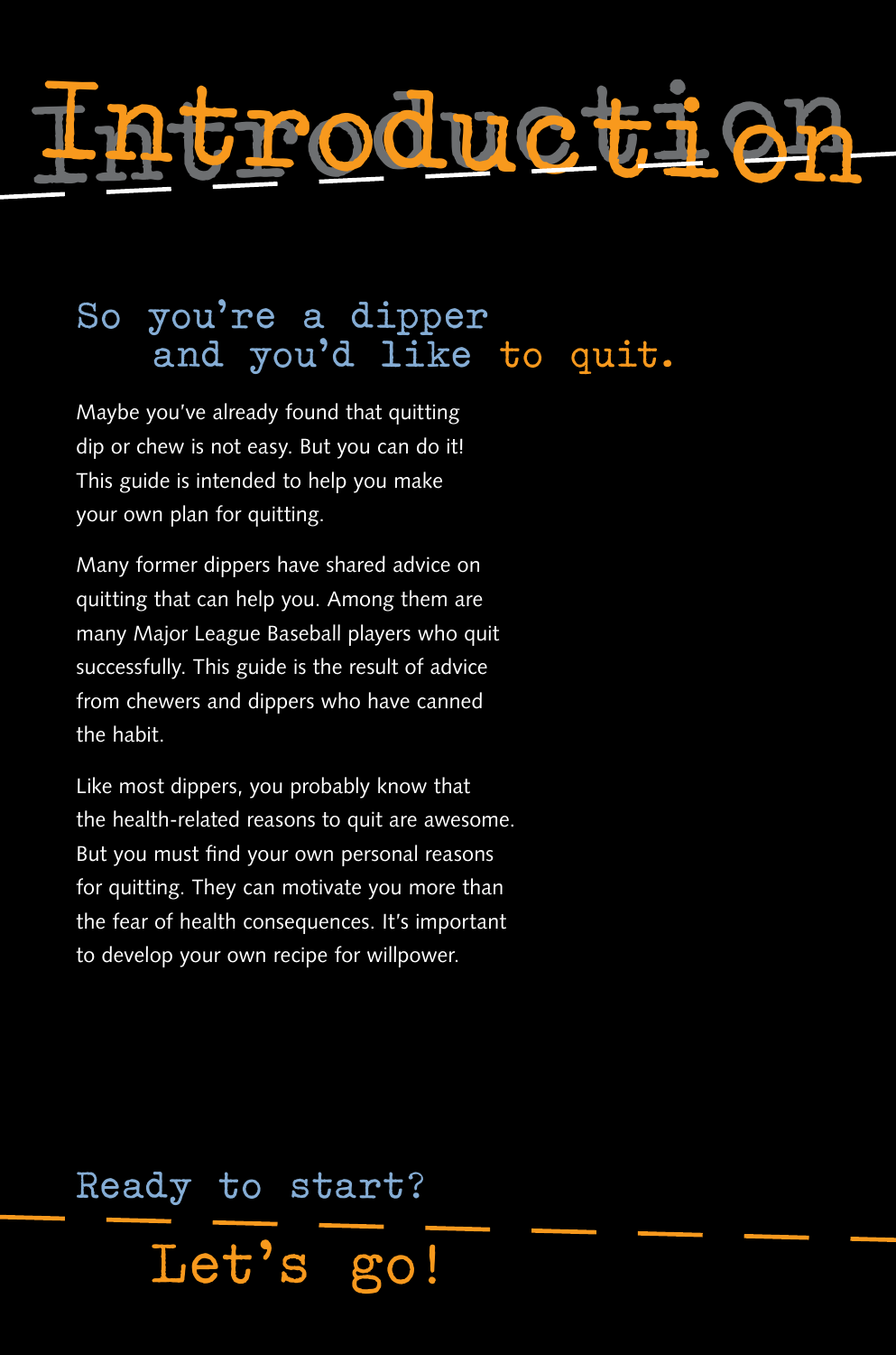# Introduction

## So you're a dipper and you'd like to quit.

Maybe you've already found that quitting dip or chew is not easy. But you can do it! This guide is intended to help you make your own plan for quitting.

Many former dippers have shared advice on quitting that can help you. Among them are many Major League Baseball players who quit successfully. This guide is the result of advice from chewers and dippers who have canned the habit.

Like most dippers, you probably know that the health-related reasons to quit are awesome. But you must find your own personal reasons for quitting. They can motivate you more than the fear of health consequences. It's important to develop your own recipe for willpower.

Ready to start?

Let's go!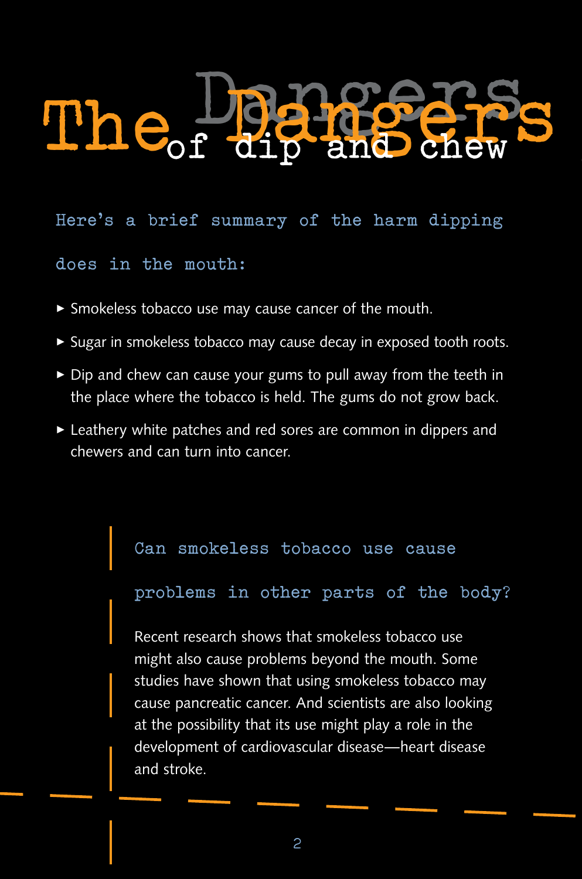# The Dangers of dip and chew

Here's a brief summary of the harm dipping does in the mouth:

- Smokeless tobacco use may cause cancer of the mouth.
- Sugar in smokeless tobacco may cause decay in exposed tooth roots.
- Dip and chew can cause your gums to pull away from the teeth in the place where the tobacco is held. The gums do not grow back.
- Leathery white patches and red sores are common in dippers and chewers and can turn into cancer.

## Can smokeless tobacco use cause problems in other parts of the body?

Recent research shows that smokeless tobacco use might also cause problems beyond the mouth. Some studies have shown that using smokeless tobacco may cause pancreatic cancer. And scientists are also looking at the possibility that its use might play a role in the development of cardiovascular disease—heart disease and stroke.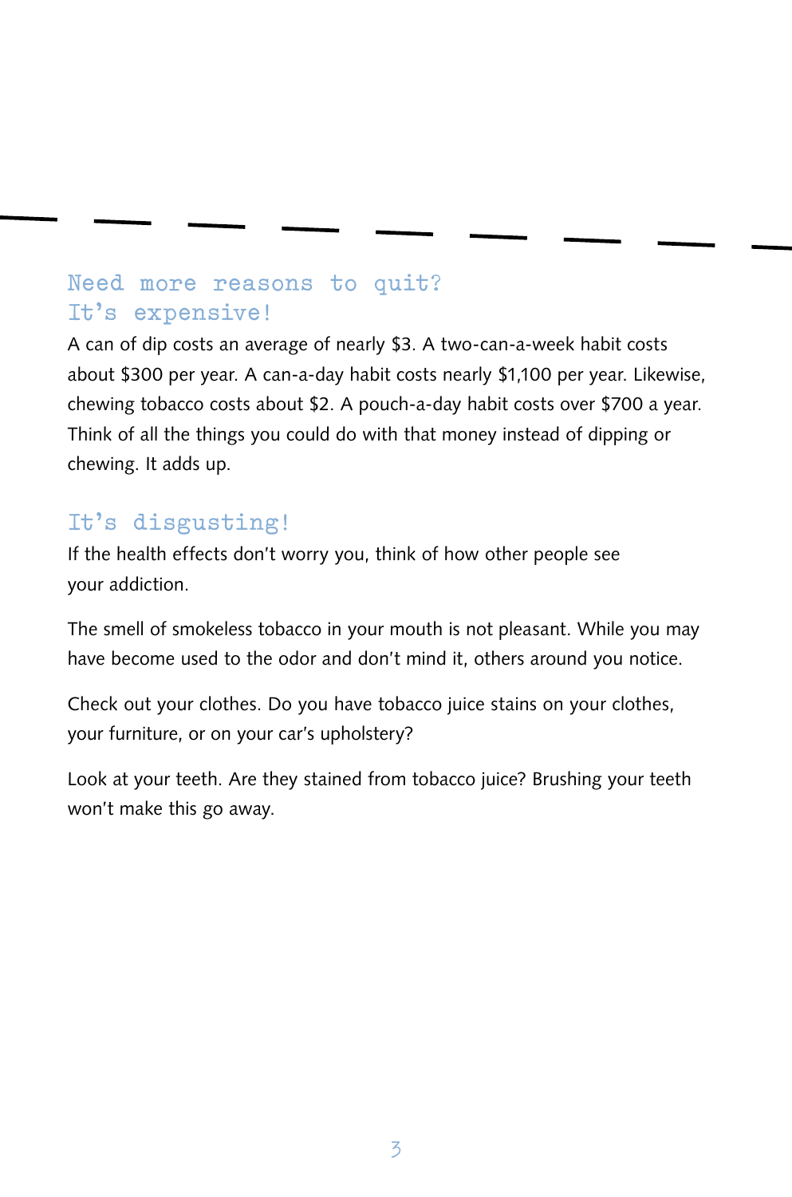## Need more reasons to quit?

## It's expensive!

A can of dip costs an average of nearly $3. A two-can-a-week habit costs about $300 per year. A can-a-day habit costs nearly $1,100 per year. Likewise, chewing tobacco costs about $2. A pouch-a-day habit costs over $700 a year. Think of all the things you could do with that money instead of dipping or chewing. It adds up.

## It's disgusting!

If the health effects don't worry you, think of how other people see your addiction.

The smell of smokeless tobacco in your mouth is not pleasant. While you may have become used to the odor and don't mind it, others around you notice.

Check out your clothes. Do you have tobacco juice stains on your clothes, your furniture, or on your car's upholstery?

Look at your teeth. Are they stained from tobacco juice? Brushing your teeth won't make this go away.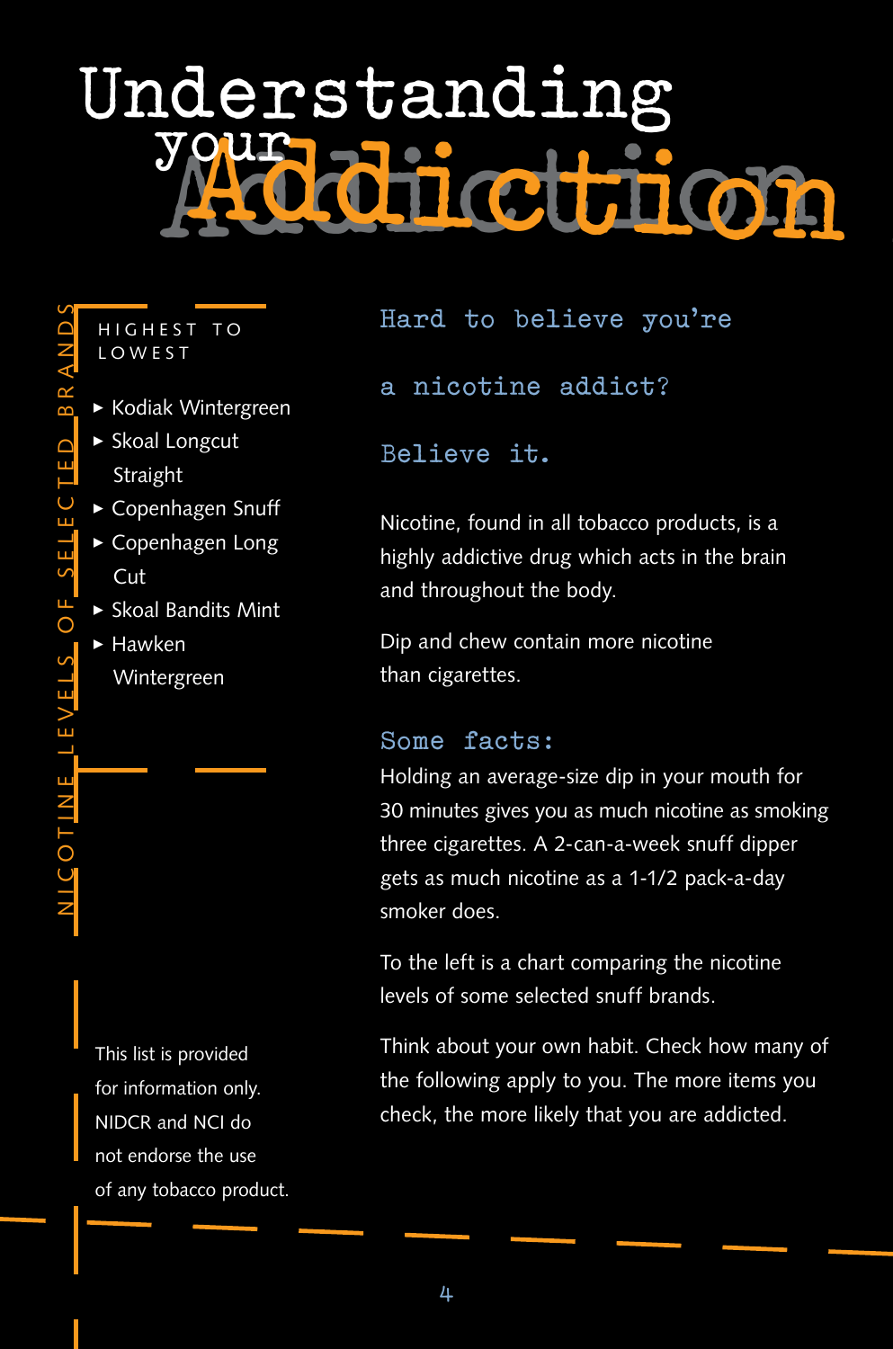# Understanding your Addiction

## Nicotine Levels of Selected Brands

HIGHEST TO LOWEST

- Kodiak Wintergreen
- Skoal Longcut Straight
- Copenhagen Snuff
- Copenhagen Long Cut
- Skoal Bandits Mint
- Hawken Wintergreen

This list is provided for information only. NIDCR and NCI do not endorse the use of any tobacco product.

### Hard to believe you're a nicotine addict?

### Believe it.

Nicotine, found in all tobacco products, is a highly addictive drug which acts in the brain and throughout the body.

Dip and chew contain more nicotine than cigarettes.

### Some facts:

Holding an average-size dip in your mouth for 30 minutes gives you as much nicotine as smoking three cigarettes. A 2-can-a-week snuff dipper gets as much nicotine as a 1-1/2 pack-a-day smoker does.

To the left is a chart comparing the nicotine levels of some selected snuff brands.

Think about your own habit. Check how many of the following apply to you. The more items you check, the more likely that you are addicted.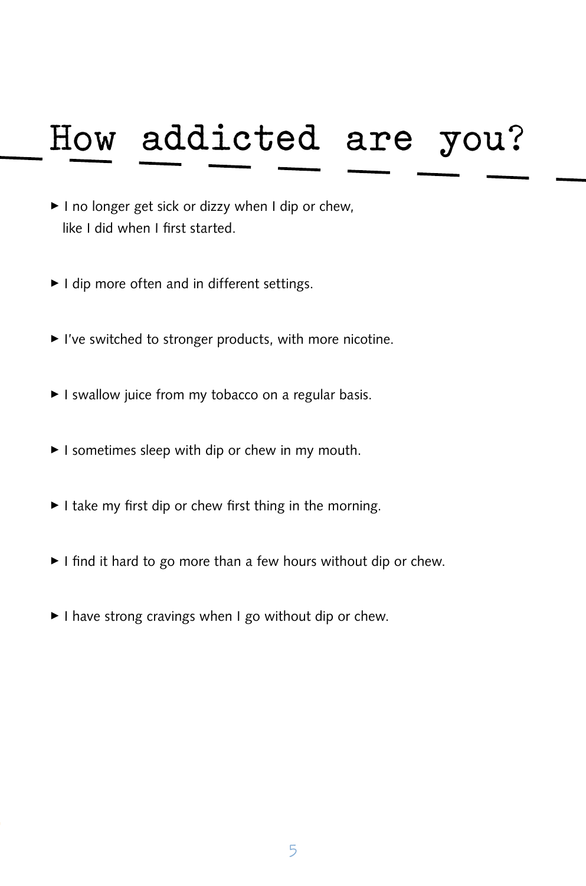# How addicted are you?

- I no longer get sick or dizzy when I dip or chew, like I did when I first started.
- I dip more often and in different settings.
- I've switched to stronger products, with more nicotine.
- I swallow juice from my tobacco on a regular basis.
- I sometimes sleep with dip or chew in my mouth.
- I take my first dip or chew first thing in the morning.
- I find it hard to go more than a few hours without dip or chew.
- I have strong cravings when I go without dip or chew.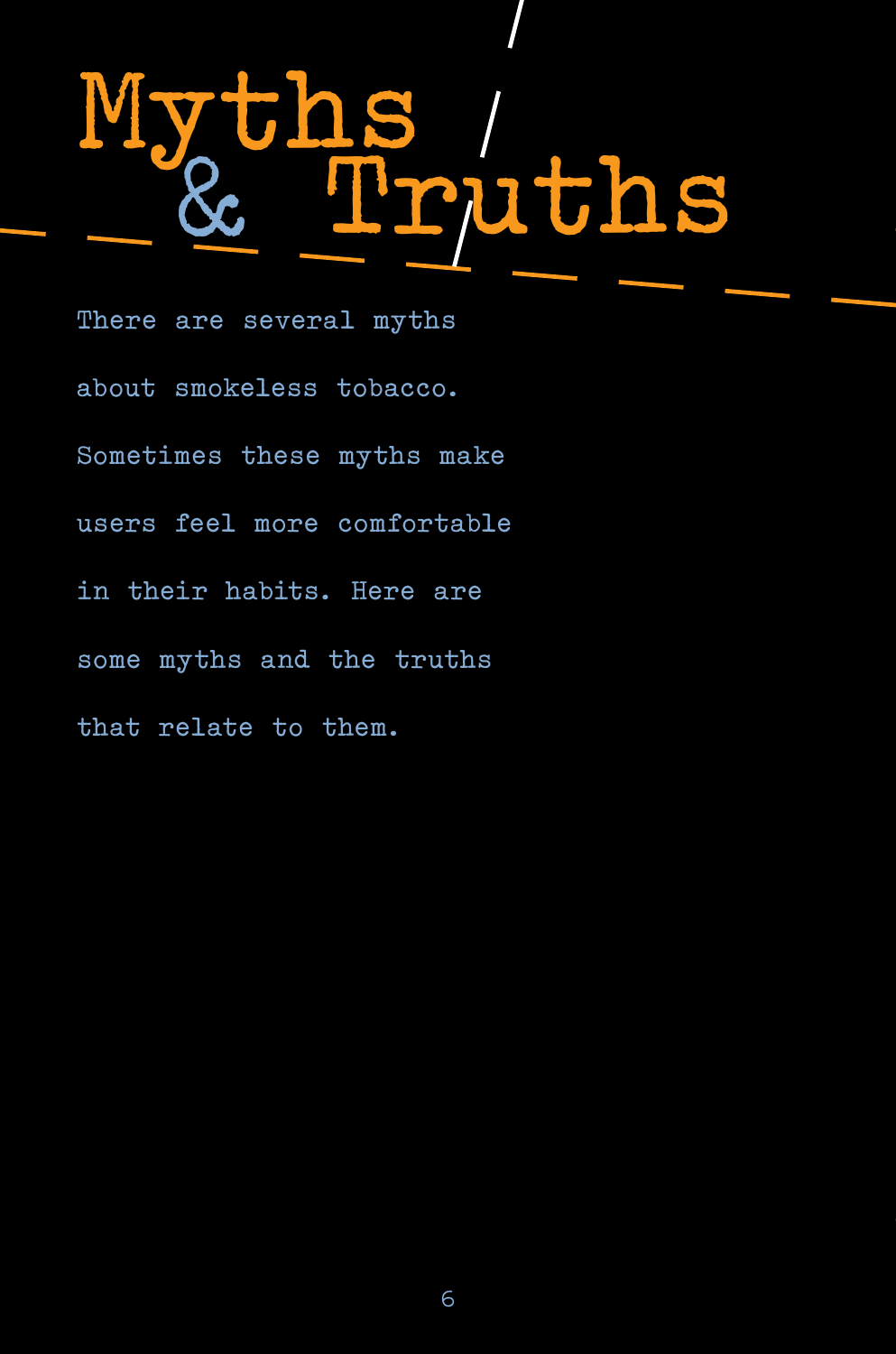# Myths & Truths

There are several myths about smokeless tobacco. Sometimes these myths make users feel more comfortable in their habits. Here are some myths and the truths that relate to them.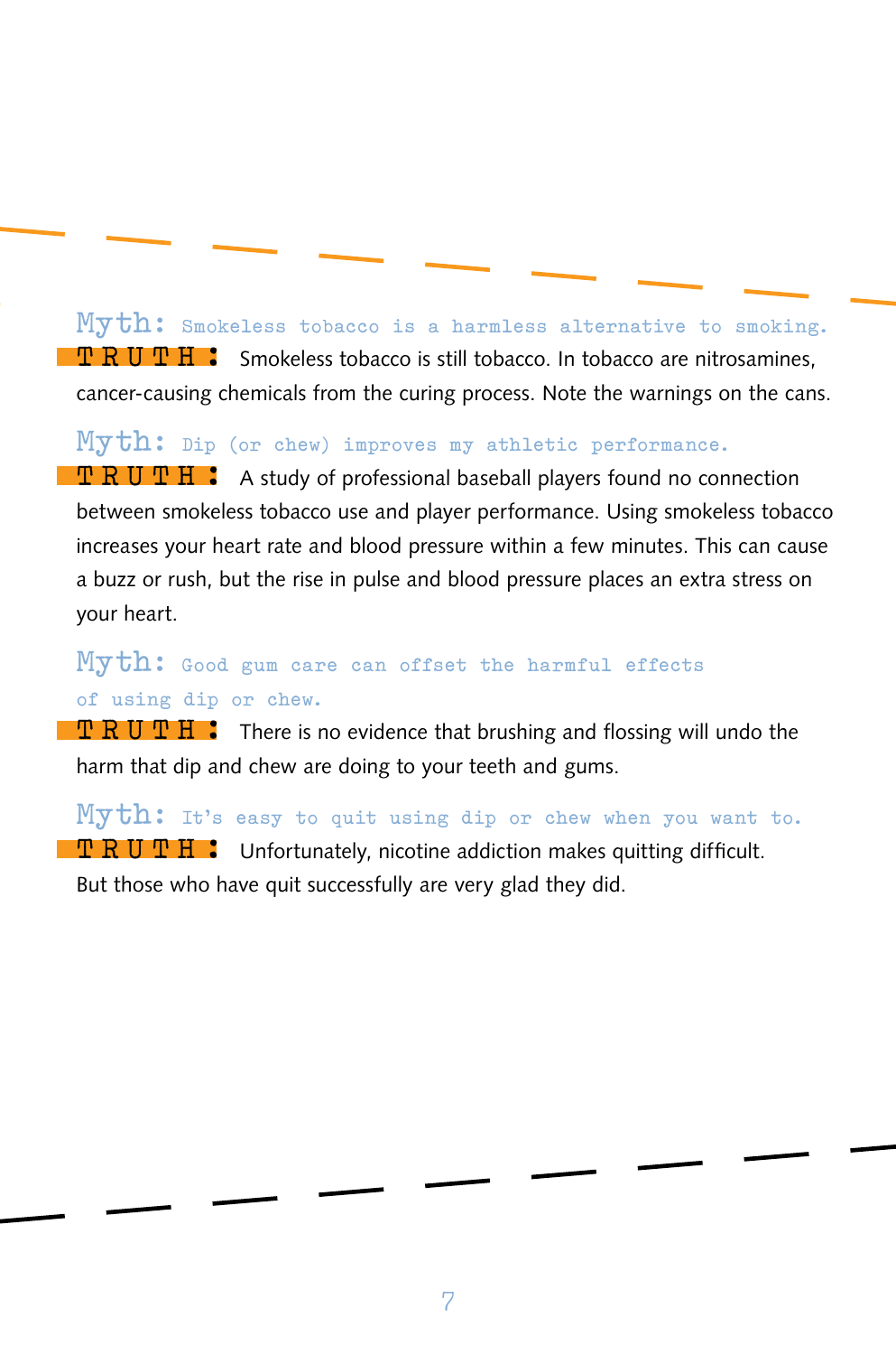**Myth:** Smokeless tobacco is a harmless alternative to smoking.

**TRUTH:** Smokeless tobacco is still tobacco. In tobacco are nitrosamines, cancer-causing chemicals from the curing process. Note the warnings on the cans.

**Myth:** Dip (or chew) improves my athletic performance.

**TRUTH:** A study of professional baseball players found no connection between smokeless tobacco use and player performance. Using smokeless tobacco increases your heart rate and blood pressure within a few minutes. This can cause a buzz or rush, but the rise in pulse and blood pressure places an extra stress on your heart.

**Myth:** Good gum care can offset the harmful effects of using dip or chew.

**TRUTH:** There is no evidence that brushing and flossing will undo the harm that dip and chew are doing to your teeth and gums.

**Myth:** It's easy to quit using dip or chew when you want to.

**TRUTH:** Unfortunately, nicotine addiction makes quitting difficult. But those who have quit successfully are very glad they did.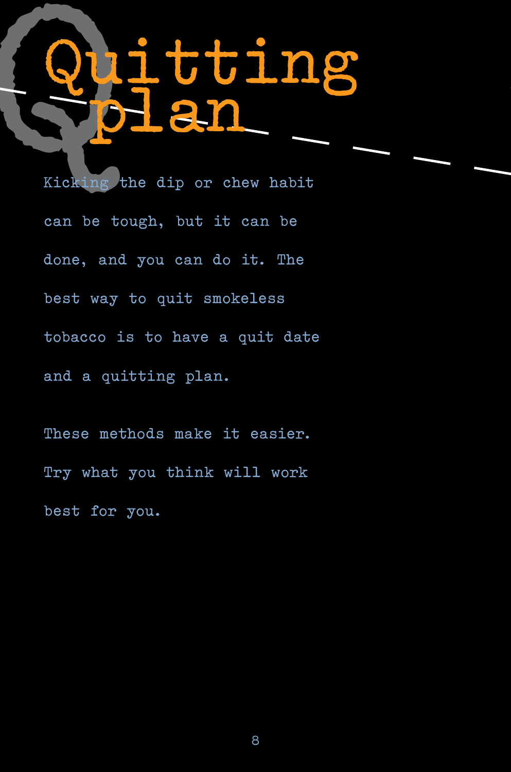# Quitting plan

Kicking the dip or chew habit can be tough, but it can be done, and you can do it. The best way to quit smokeless tobacco is to have a quit date and a quitting plan.

These methods make it easier. Try what you think will work best for you.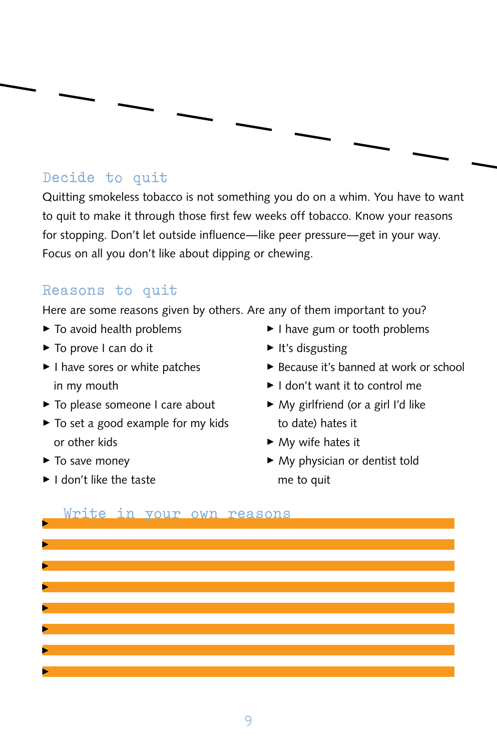## Decide to quit

Quitting smokeless tobacco is not something you do on a whim. You have to want to quit to make it through those first few weeks off tobacco. Know your reasons for stopping. Don't let outside influence—like peer pressure—get in your way. Focus on all you don't like about dipping or chewing.

## Reasons to quit

Here are some reasons given by others. Are any of them important to you?

- To avoid health problems
- To prove I can do it
- I have sores or white patches in my mouth
- To please someone I care about
- To set a good example for my kids or other kids
- To save money
- I don't like the taste
- I have gum or tooth problems
- It's disgusting
- Because it's banned at work or school
- I don't want it to control me
- My girlfriend (or a girl I'd like to date) hates it
- My wife hates it
- My physician or dentist told me to quit

### Write in your own reasons

- 
- 
- 
- 
- 
- 
- 
-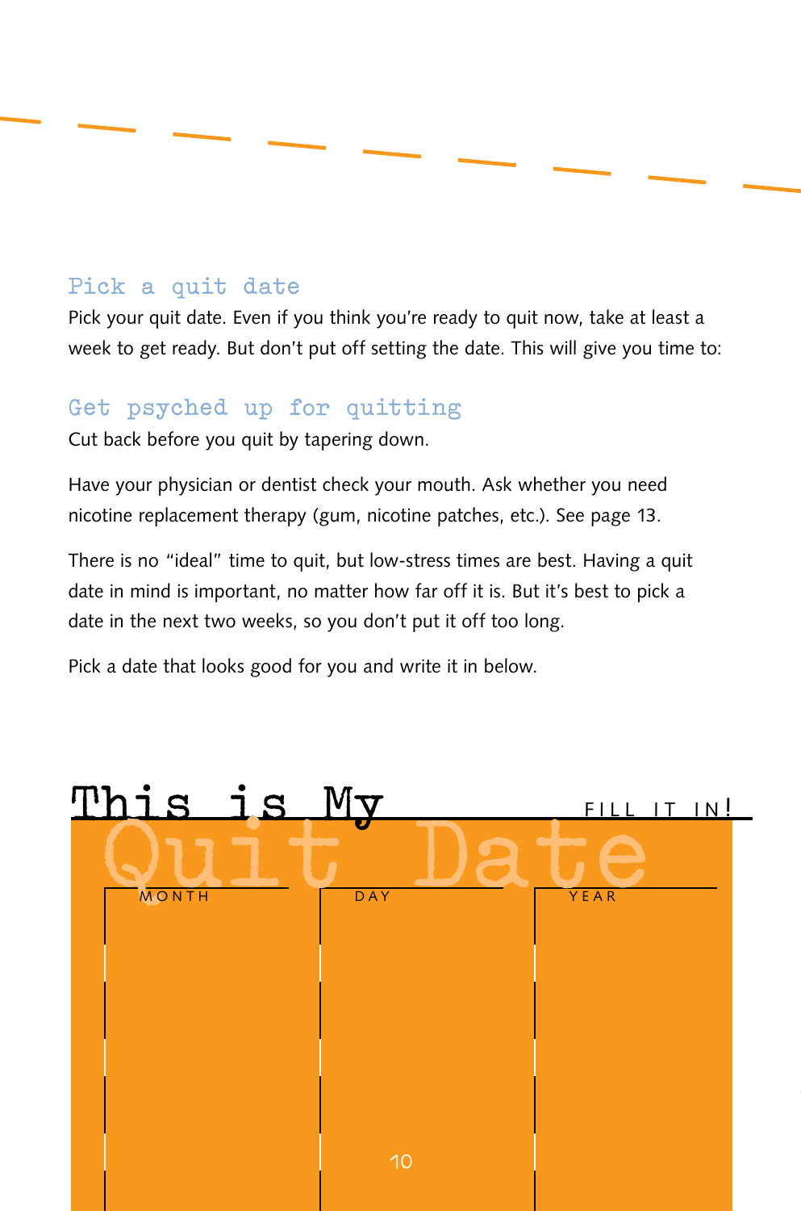## Pick a quit date

Pick your quit date. Even if you think you're ready to quit now, take at least a week to get ready. But don't put off setting the date. This will give you time to:

## Get psyched up for quitting

Cut back before you quit by tapering down.

Have your physician or dentist check your mouth. Ask whether you need nicotine replacement therapy (gum, nicotine patches, etc.). See page 13.

There is no "ideal" time to quit, but low-stress times are best. Having a quit date in mind is important, no matter how far off it is. But it's best to pick a date in the next two weeks, so you don't put it off too long.

Pick a date that looks good for you and write it in below.

# This is My Quit Date

FILL IT IN!

| MONTH | DAY | YEAR |
| --- | --- | --- |
| | | |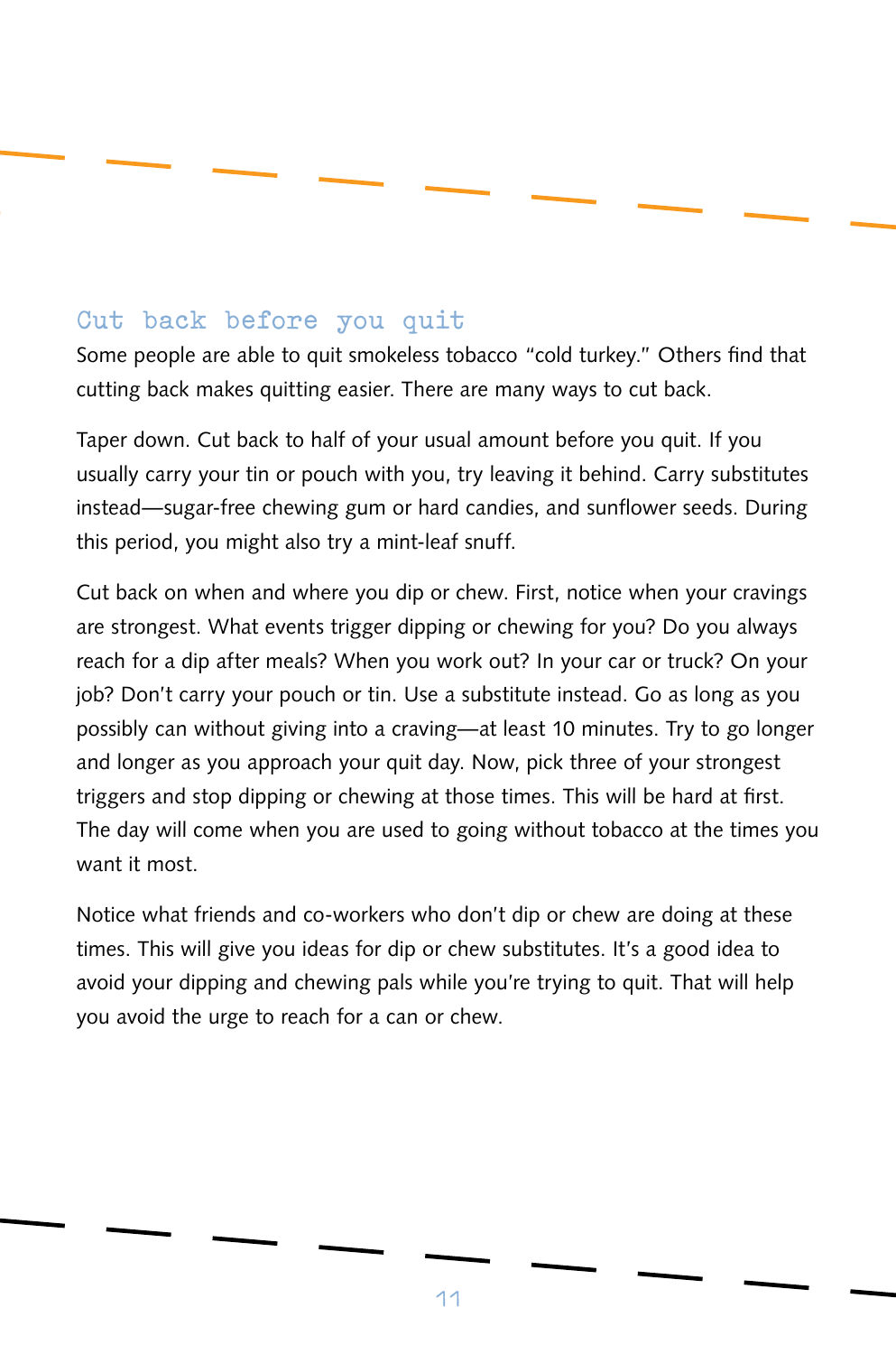## Cut back before you quit

Some people are able to quit smokeless tobacco "cold turkey." Others find that cutting back makes quitting easier. There are many ways to cut back.

Taper down. Cut back to half of your usual amount before you quit. If you usually carry your tin or pouch with you, try leaving it behind. Carry substitutes instead—sugar-free chewing gum or hard candies, and sunflower seeds. During this period, you might also try a mint-leaf snuff.

Cut back on when and where you dip or chew. First, notice when your cravings are strongest. What events trigger dipping or chewing for you? Do you always reach for a dip after meals? When you work out? In your car or truck? On your job? Don't carry your pouch or tin. Use a substitute instead. Go as long as you possibly can without giving into a craving—at least 10 minutes. Try to go longer and longer as you approach your quit day. Now, pick three of your strongest triggers and stop dipping or chewing at those times. This will be hard at first. The day will come when you are used to going without tobacco at the times you want it most.

Notice what friends and co-workers who don't dip or chew are doing at these times. This will give you ideas for dip or chew substitutes. It's a good idea to avoid your dipping and chewing pals while you're trying to quit. That will help you avoid the urge to reach for a can or chew.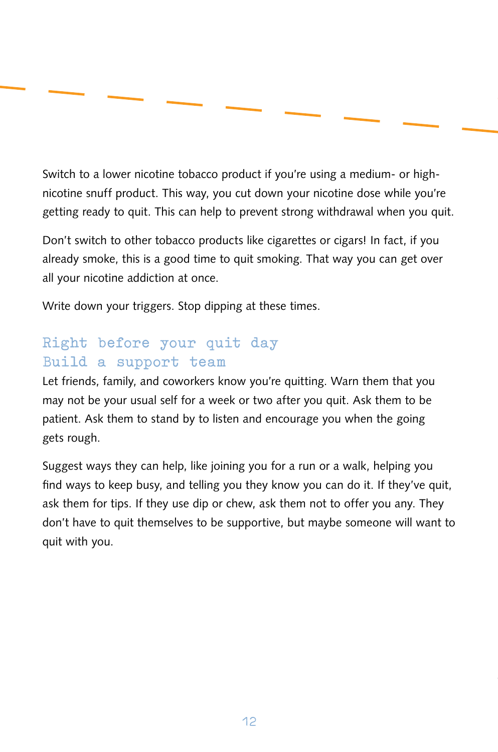Switch to a lower nicotine tobacco product if you're using a medium- or high-nicotine snuff product. This way, you cut down your nicotine dose while you're getting ready to quit. This can help to prevent strong withdrawal when you quit.

Don't switch to other tobacco products like cigarettes or cigars! In fact, if you already smoke, this is a good time to quit smoking. That way you can get over all your nicotine addiction at once.

Write down your triggers. Stop dipping at these times.

## Right before your quit day

### Build a support team

Let friends, family, and coworkers know you're quitting. Warn them that you may not be your usual self for a week or two after you quit. Ask them to be patient. Ask them to stand by to listen and encourage you when the going gets rough.

Suggest ways they can help, like joining you for a run or a walk, helping you find ways to keep busy, and telling you they know you can do it. If they've quit, ask them for tips. If they use dip or chew, ask them not to offer you any. They don't have to quit themselves to be supportive, but maybe someone will want to quit with you.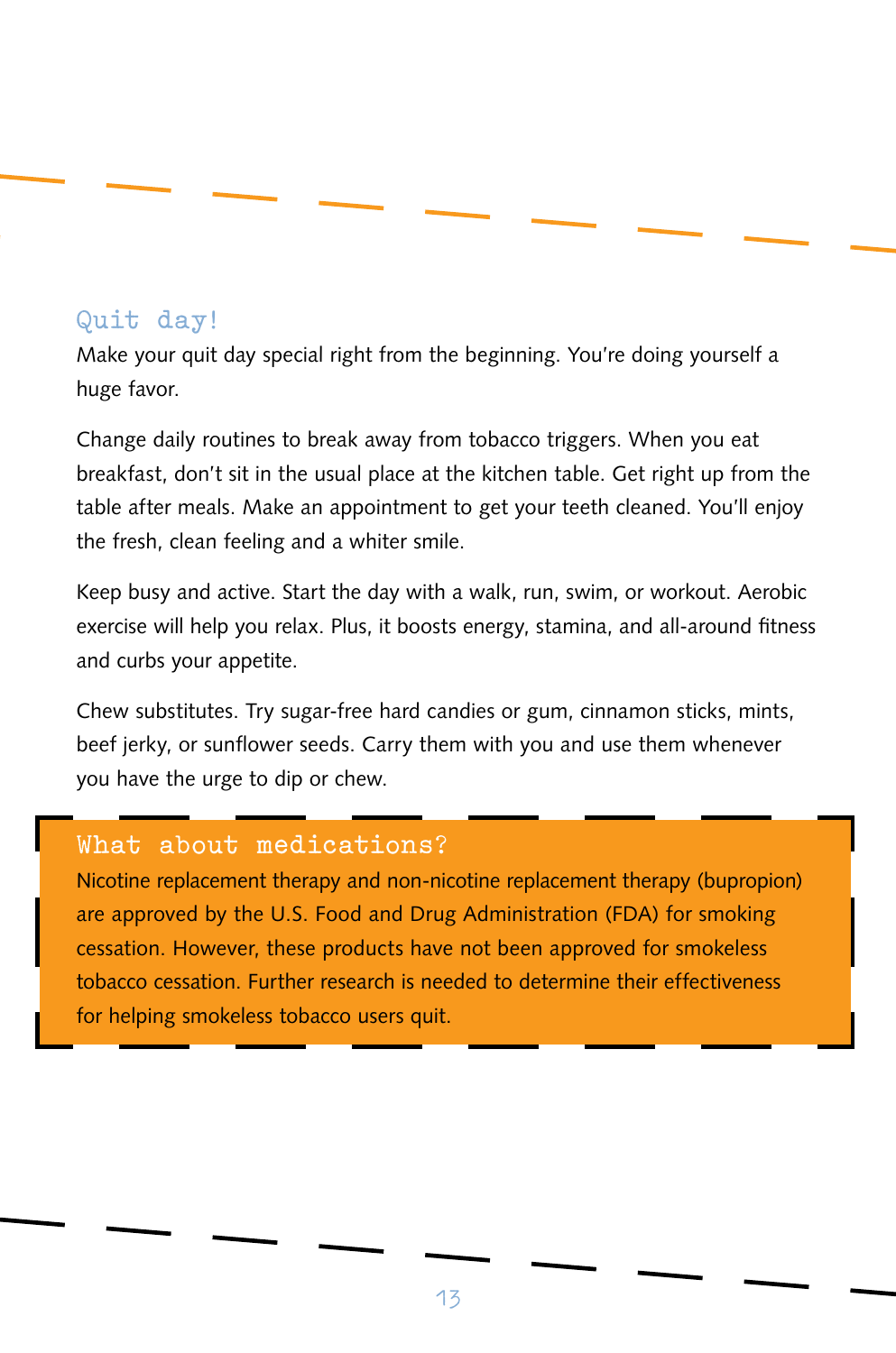## Quit day!

Make your quit day special right from the beginning. You're doing yourself a huge favor.

Change daily routines to break away from tobacco triggers. When you eat breakfast, don't sit in the usual place at the kitchen table. Get right up from the table after meals. Make an appointment to get your teeth cleaned. You'll enjoy the fresh, clean feeling and a whiter smile.

Keep busy and active. Start the day with a walk, run, swim, or workout. Aerobic exercise will help you relax. Plus, it boosts energy, stamina, and all-around fitness and curbs your appetite.

Chew substitutes. Try sugar-free hard candies or gum, cinnamon sticks, mints, beef jerky, or sunflower seeds. Carry them with you and use them whenever you have the urge to dip or chew.

## What about medications?

Nicotine replacement therapy and non-nicotine replacement therapy (bupropion) are approved by the U.S. Food and Drug Administration (FDA) for smoking cessation. However, these products have not been approved for smokeless tobacco cessation. Further research is needed to determine their effectiveness for helping smokeless tobacco users quit.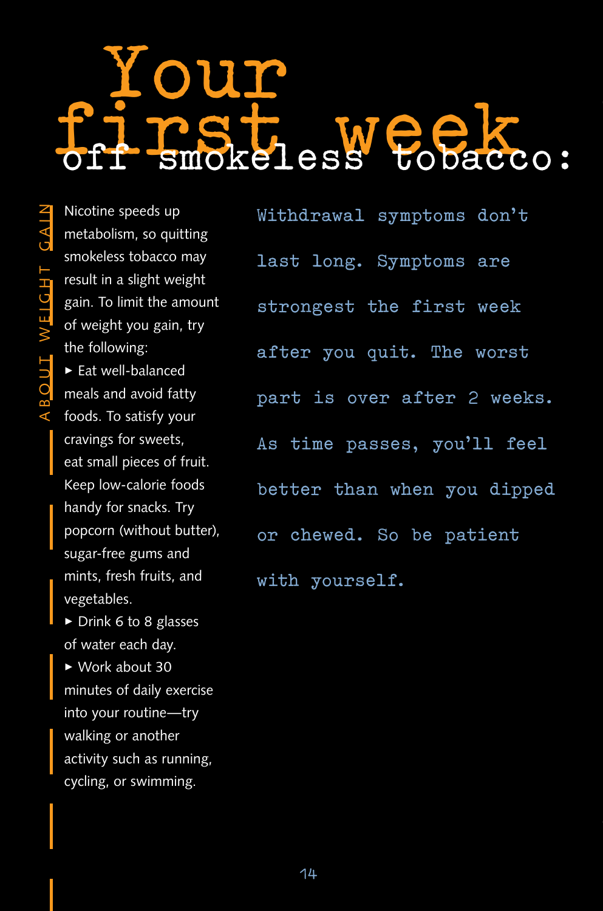# Your first week off smokeless tobacco:

## About Weight Gain

Nicotine speeds up metabolism, so quitting smokeless tobacco may result in a slight weight gain. To limit the amount of weight you gain, try the following:

- Eat well-balanced meals and avoid fatty foods. To satisfy your cravings for sweets, eat small pieces of fruit. Keep low-calorie foods handy for snacks. Try popcorn (without butter), sugar-free gums and mints, fresh fruits, and vegetables.
- Drink 6 to 8 glasses of water each day.
- Work about 30 minutes of daily exercise into your routine—try walking or another activity such as running, cycling, or swimming.

Withdrawal symptoms don't last long. Symptoms are strongest the first week after you quit. The worst part is over after 2 weeks. As time passes, you'll feel better than when you dipped or chewed. So be patient with yourself.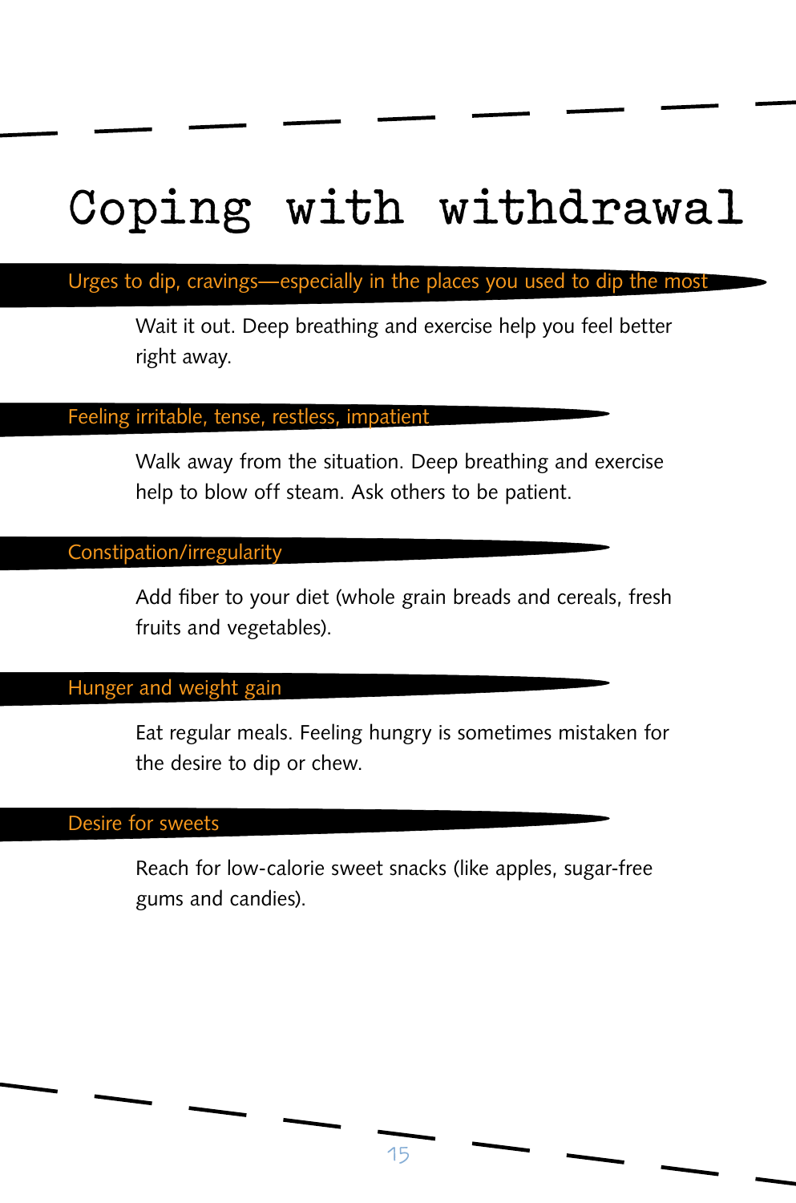# Coping with withdrawal

### Urges to dip, cravings—especially in the places you used to dip the most

Wait it out. Deep breathing and exercise help you feel better right away.

### Feeling irritable, tense, restless, impatient

Walk away from the situation. Deep breathing and exercise help to blow off steam. Ask others to be patient.

### Constipation/irregularity

Add fiber to your diet (whole grain breads and cereals, fresh fruits and vegetables).

### Hunger and weight gain

Eat regular meals. Feeling hungry is sometimes mistaken for the desire to dip or chew.

### Desire for sweets

Reach for low-calorie sweet snacks (like apples, sugar-free gums and candies).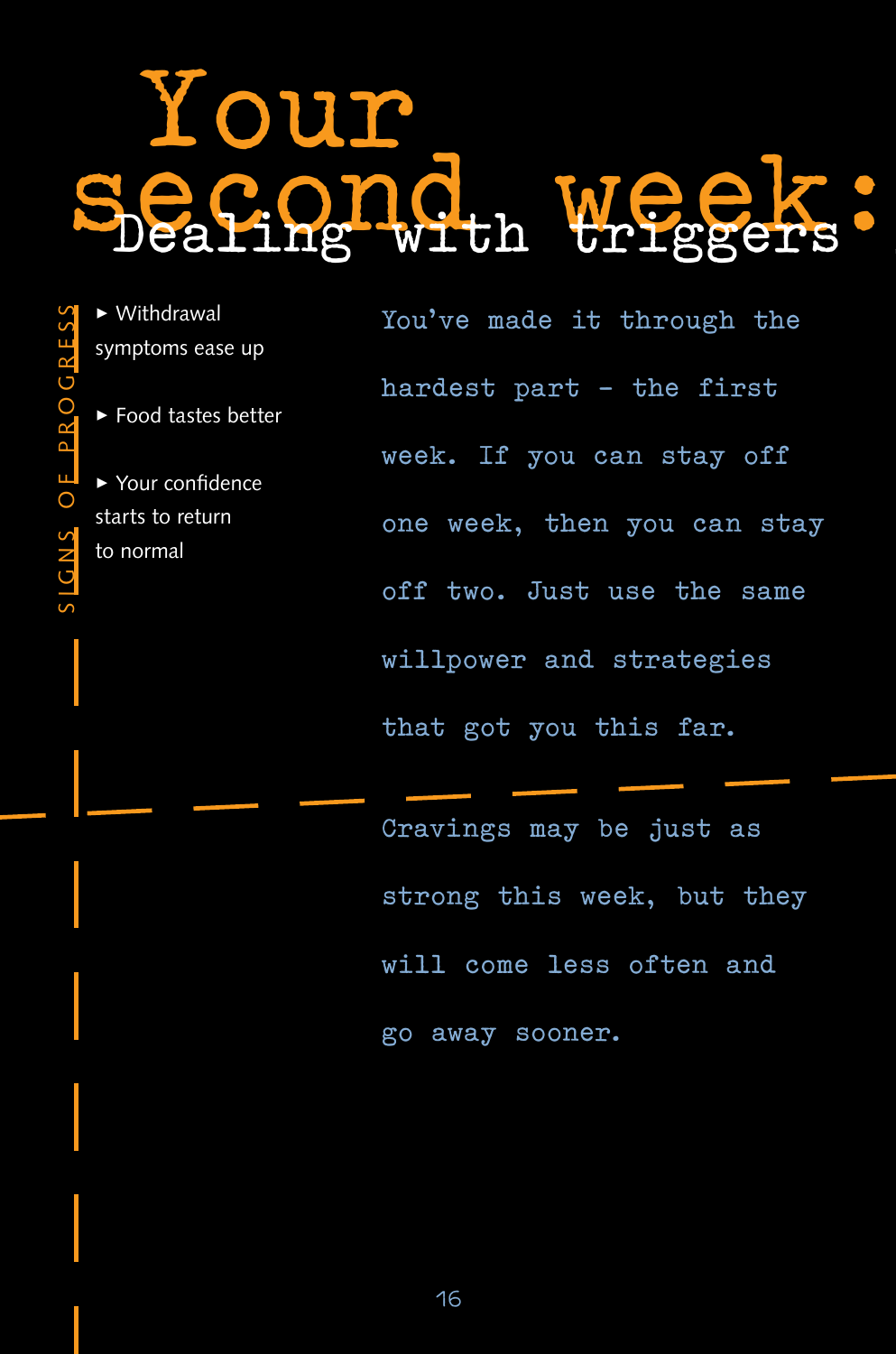# Your second week:

## Dealing with triggers

SIGNS OF PROGRESS

- Withdrawal symptoms ease up
- Food tastes better
- Your confidence starts to return to normal

You've made it through the hardest part - the first week. If you can stay off one week, then you can stay off two. Just use the same willpower and strategies that got you this far.

Cravings may be just as strong this week, but they will come less often and go away sooner.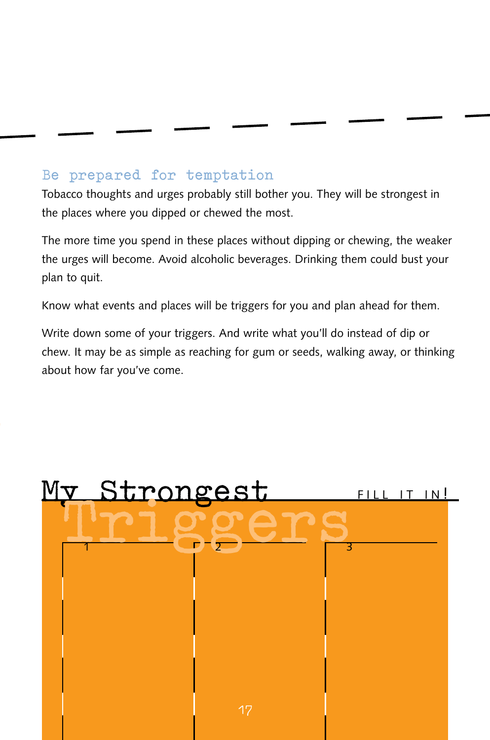## Be prepared for temptation

Tobacco thoughts and urges probably still bother you. They will be strongest in the places where you dipped or chewed the most.

The more time you spend in these places without dipping or chewing, the weaker the urges will become. Avoid alcoholic beverages. Drinking them could bust your plan to quit.

Know what events and places will be triggers for you and plan ahead for them.

Write down some of your triggers. And write what you'll do instead of dip or chew. It may be as simple as reaching for gum or seeds, walking away, or thinking about how far you've come.

## My Strongest Triggers

FILL IT IN!

| 1 | 2 | 3 |
| --- | --- | --- |
| | | |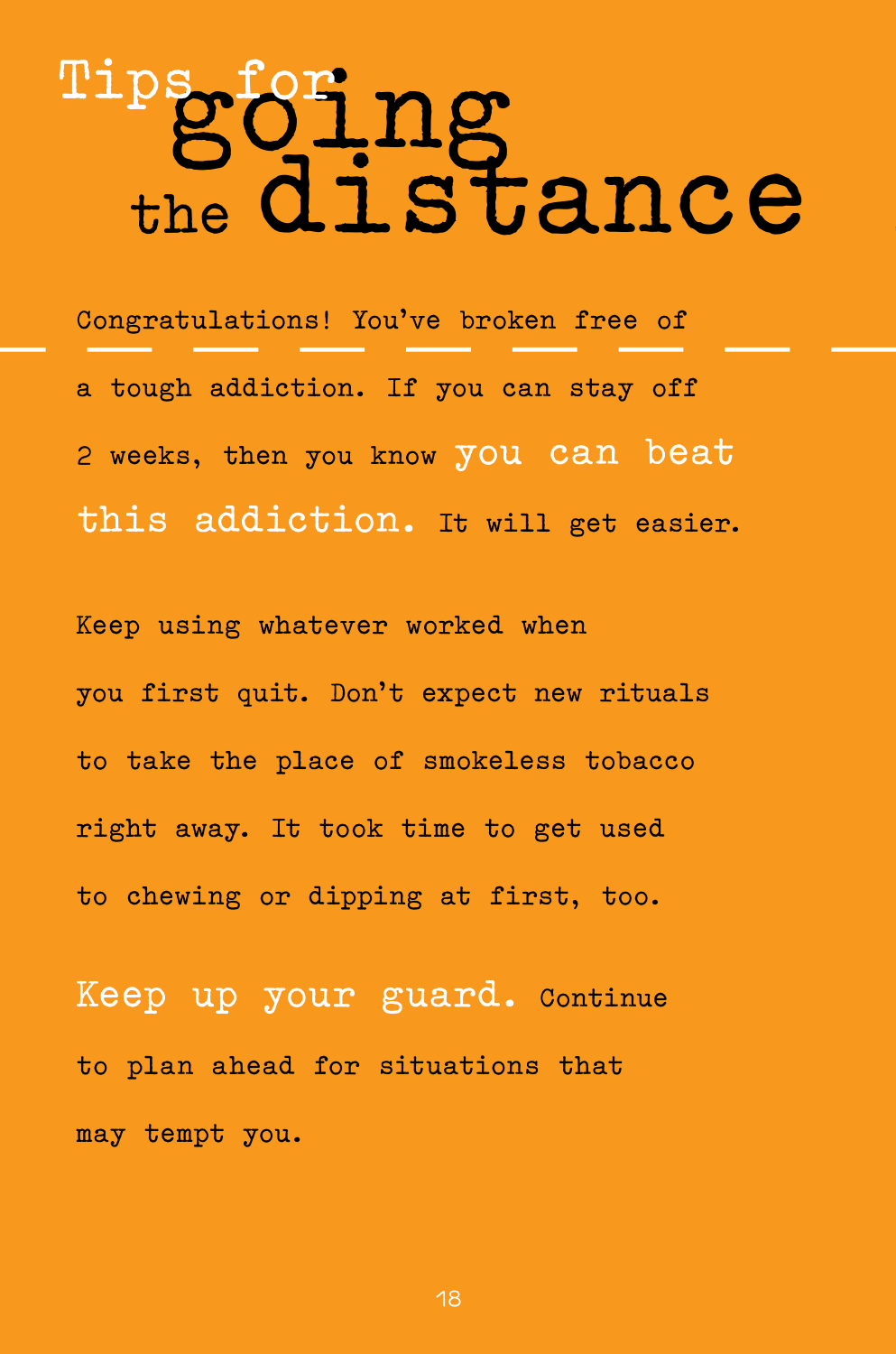# Tips for going the distance

Congratulations! You've broken free of a tough addiction. If you can stay off 2 weeks, then you know **you can beat this addiction.** It will get easier.

Keep using whatever worked when you first quit. Don't expect new rituals to take the place of smokeless tobacco right away. It took time to get used to chewing or dipping at first, too.

**Keep up your guard.** Continue to plan ahead for situations that may tempt you.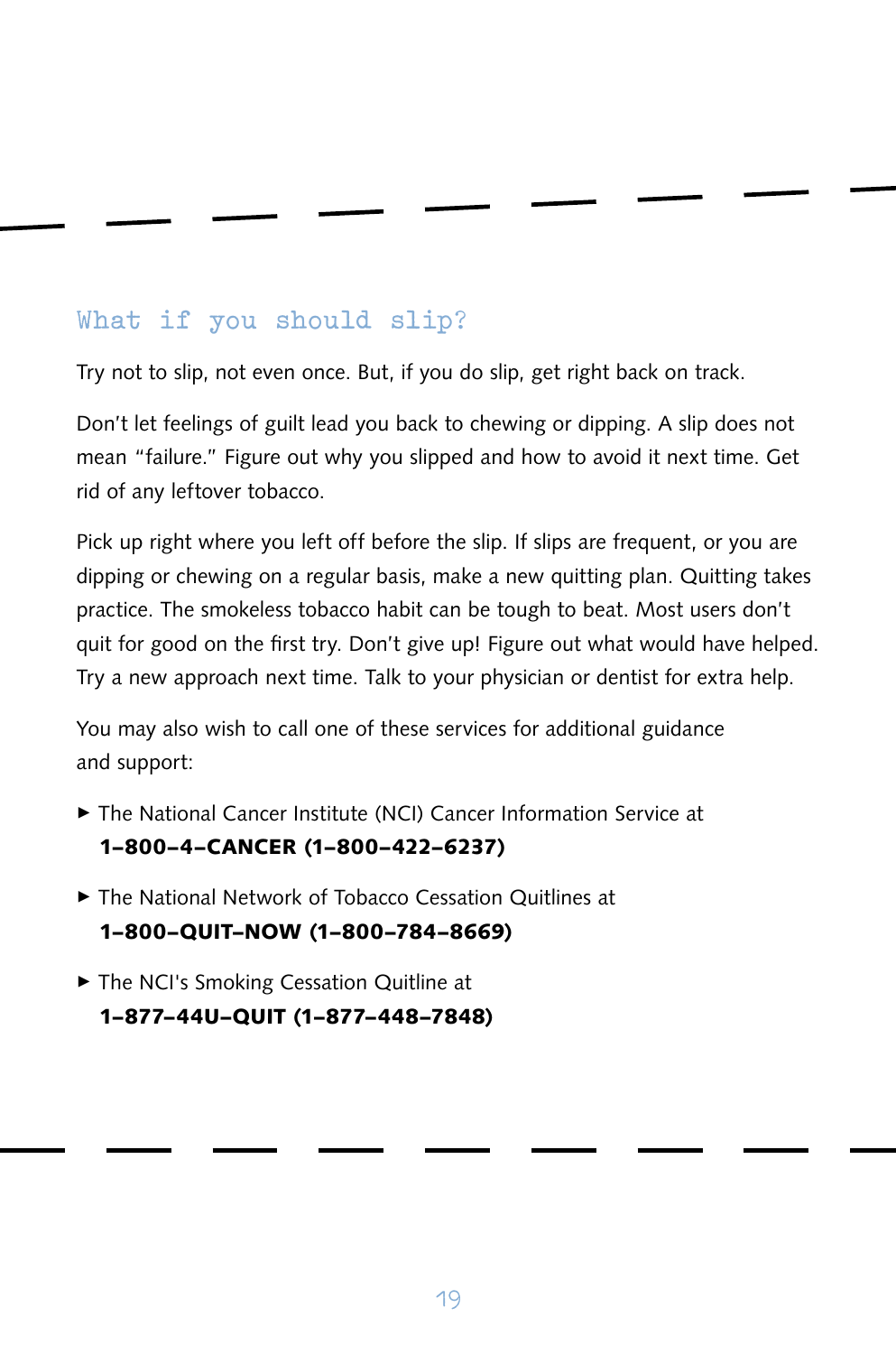## What if you should slip?

Try not to slip, not even once. But, if you do slip, get right back on track.

Don't let feelings of guilt lead you back to chewing or dipping. A slip does not mean "failure." Figure out why you slipped and how to avoid it next time. Get rid of any leftover tobacco.

Pick up right where you left off before the slip. If slips are frequent, or you are dipping or chewing on a regular basis, make a new quitting plan. Quitting takes practice. The smokeless tobacco habit can be tough to beat. Most users don't quit for good on the first try. Don't give up! Figure out what would have helped. Try a new approach next time. Talk to your physician or dentist for extra help.

You may also wish to call one of these services for additional guidance and support:

- The National Cancer Institute (NCI) Cancer Information Service at **1–800–4–CANCER (1–800–422–6237)**
- The National Network of Tobacco Cessation Quitlines at **1–800–QUIT–NOW (1–800–784–8669)**
- The NCI's Smoking Cessation Quitline at **1–877–44U–QUIT (1–877–448–7848)**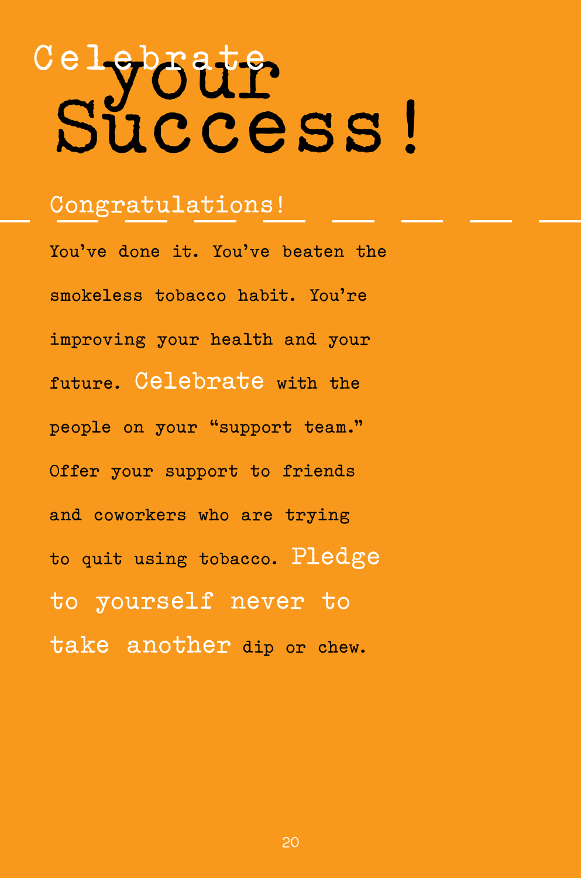# Celebrate your Success!

## Congratulations!

You've done it. You've beaten the smokeless tobacco habit. You're improving your health and your future. Celebrate with the people on your "support team." Offer your support to friends and coworkers who are trying to quit using tobacco. Pledge to yourself never to take another dip or chew.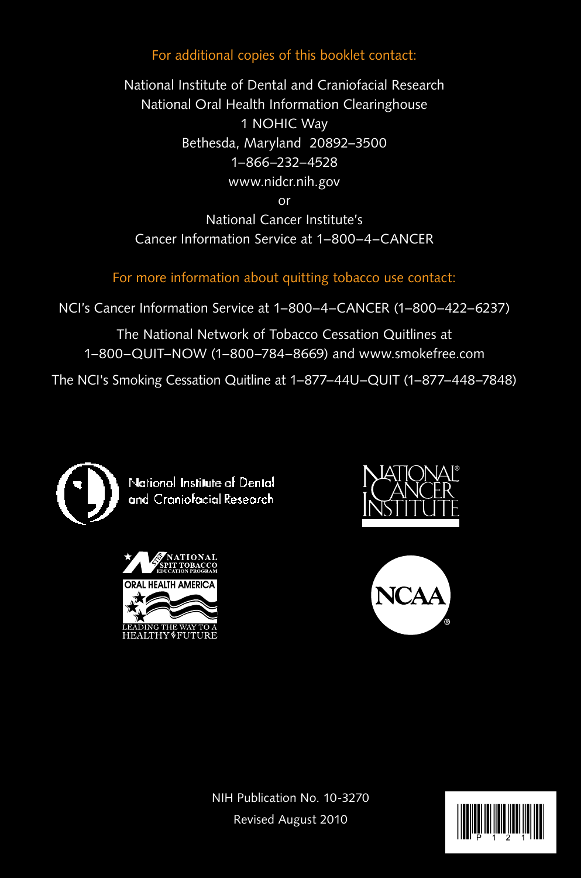For additional copies of this booklet contact:

National Institute of Dental and Craniofacial Research
National Oral Health Information Clearinghouse
1 NOHIC Way
Bethesda, Maryland 20892–3500
1–866–232–4528
www.nidcr.nih.gov
or
National Cancer Institute's
Cancer Information Service at 1–800–4–CANCER

For more information about quitting tobacco use contact:

NCI's Cancer Information Service at 1–800–4–CANCER (1–800–422–6237)

The National Network of Tobacco Cessation Quitlines at
1–800–QUIT–NOW (1–800–784–8669) and www.smokefree.com

The NCI's Smoking Cessation Quitline at 1–877–44U–QUIT (1–877–448–7848)

National Institute of Dental and Craniofacial Research

National Cancer Institute

National Spit Tobacco Education Program
Oral Health America
Leading the Way to a Healthy Future

NCAA

NIH Publication No. 10-3270
Revised August 2010